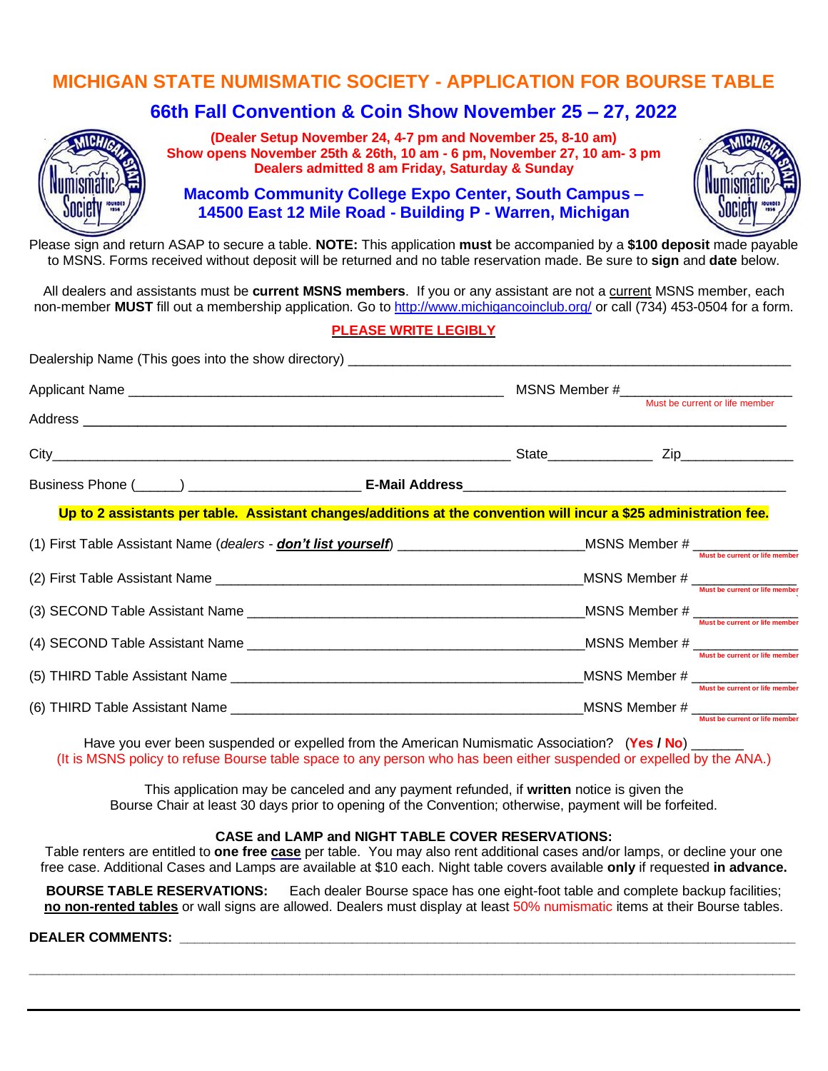# MICHIGAN STATE NUMISMATIC SOCIETY - APPLICATION FOR BOURSE TABLE

## 66th Fall Convention & Coin Show November 25 – 27, 2022

**(Dealer Setup November 24, 4-7 pm and November 25, 8-10 am)**
**Show opens November 25th & 26th, 10 am - 6 pm, November 27, 10 am- 3 pm**
**Dealers admitted 8 am Friday, Saturday & Sunday**

**Macomb Community College Expo Center, South Campus – 14500 East 12 Mile Road - Building P - Warren, Michigan**

Please sign and return ASAP to secure a table. **NOTE:** This application **must** be accompanied by a **$100 deposit** made payable to MSNS. Forms received without deposit will be returned and no table reservation made. Be sure to **sign** and **date** below.

All dealers and assistants must be **current MSNS members**. If you or any assistant are not a current MSNS member, each non-member **MUST** fill out a membership application. Go to http://www.michigancoinclub.org/ or call (734) 453-0504 for a form.

**PLEASE WRITE LEGIBLY**

Dealership Name (This goes into the show directory) ______________________________

Applicant Name ______________________________ MSNS Member # ______________
Must be current or life member

Address ______________________________

City ______________________________ State ______________ Zip ______________

Business Phone (______) ______________________ **E-Mail Address** ______________________________

**Up to 2 assistants per table. Assistant changes/additions at the convention will incur a $25 administration fee.**

(1) First Table Assistant Name (*dealers - **don't list yourself***) ______________________ MSNS Member # ______________ Must be current or life member

(2) First Table Assistant Name ______________________ MSNS Member # ______________ Must be current or life member

(3) SECOND Table Assistant Name ______________________ MSNS Member # ______________ Must be current or life member

(4) SECOND Table Assistant Name ______________________ MSNS Member # ______________ Must be current or life member

(5) THIRD Table Assistant Name ______________________ MSNS Member # ______________ Must be current or life member

(6) THIRD Table Assistant Name ______________________ MSNS Member # ______________ Must be current or life member

Have you ever been suspended or expelled from the American Numismatic Association? (**Yes / No**) _______
(It is MSNS policy to refuse Bourse table space to any person who has been either suspended or expelled by the ANA.)

This application may be canceled and any payment refunded, if **written** notice is given the Bourse Chair at least 30 days prior to opening of the Convention; otherwise, payment will be forfeited.

**CASE and LAMP and NIGHT TABLE COVER RESERVATIONS:**
Table renters are entitled to **one free case** per table. You may also rent additional cases and/or lamps, or decline your one free case. Additional Cases and Lamps are available at $10 each. Night table covers available **only** if requested **in advance.**

**BOURSE TABLE RESERVATIONS:** Each dealer Bourse space has one eight-foot table and complete backup facilities; **no non-rented tables** or wall signs are allowed. Dealers must display at least 50% numismatic items at their Bourse tables.

**DEALER COMMENTS:** ______________________________________________

______________________________________________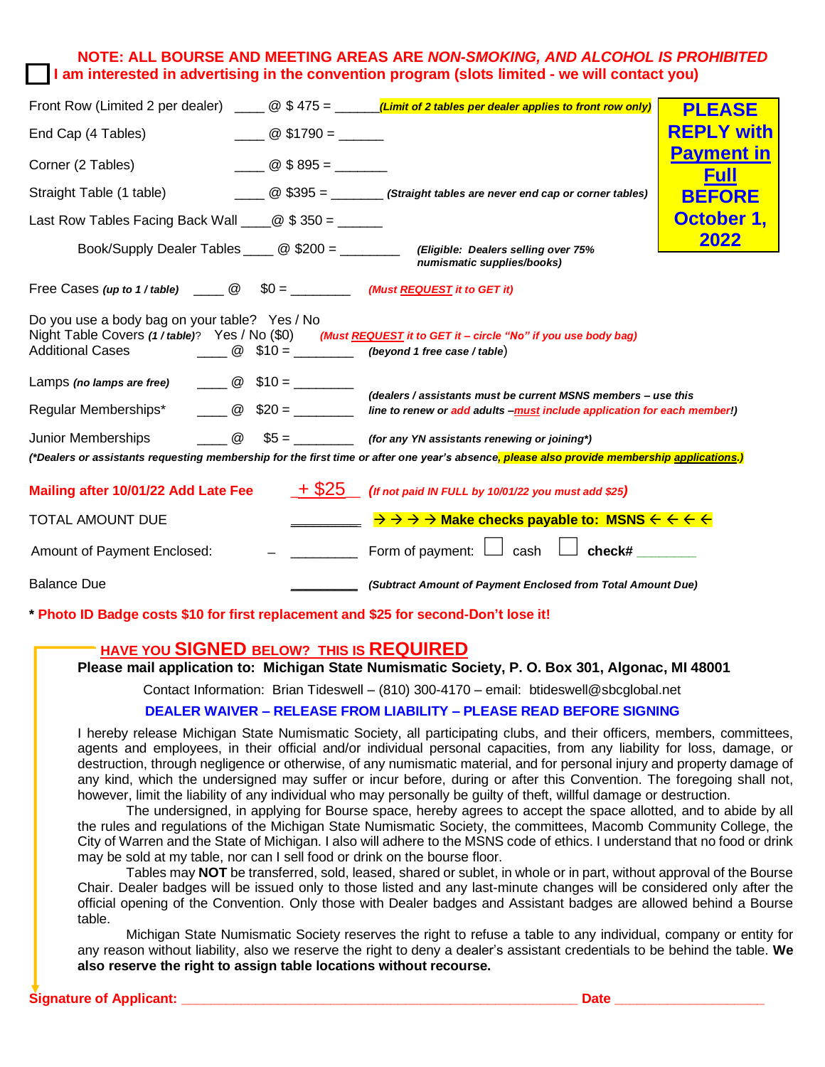**NOTE: ALL BOURSE AND MEETING AREAS ARE *NON-SMOKING, AND ALCOHOL IS PROHIBITED***

☐ **I am interested in advertising in the convention program (slots limited - we will contact you)**

**PLEASE REPLY with Payment in Full BEFORE October 1, 2022**

Front Row (Limited 2 per dealer) ____ @ $ 475 = ______ ***(Limit of 2 tables per dealer applies to front row only)***

End Cap (4 Tables) ____ @ $1790 = ______

Corner (2 Tables) ____ @ $ 895 = _______

Straight Table (1 table) ____ @ $395 = _______ ***(Straight tables are never end cap or corner tables)***

Last Row Tables Facing Back Wall ____@ $ 350 = ______

Book/Supply Dealer Tables ____ @ $200 = ________ ***(Eligible: Dealers selling over 75% numismatic supplies/books)***

Free Cases *(up to 1 / table)* ____ @ $0 = ________ ***(Must REQUEST it to GET it)***

Do you use a body bag on your table? Yes / No

Night Table Covers *(1 / table)*? Yes / No ($0) ***(Must REQUEST it to GET it – circle "No" if you use body bag)***

Additional Cases ____ @ $10 = ________ ***(beyond 1 free case / table)***

Lamps *(no lamps are free)* ____ @ $10 = ________

Regular Memberships* ____ @ $20 = ________ ***(dealers / assistants must be current MSNS members – use this line to renew or add adults –must include application for each member!)***

Junior Memberships ____ @ $5 = ________ ***(for any YN assistants renewing or joining*)***

***(*Dealers or assistants requesting membership for the first time or after one year's absence, please also provide membership applications.)***

**Mailing after 10/01/22 Add Late Fee** + $25 ***(If not paid IN FULL by 10/01/22 you must add $25)***

TOTAL AMOUNT DUE ________ **→ → → → Make checks payable to: MSNS ← ← ← ←**

Amount of Payment Enclosed: – ________ Form of payment: ☐ cash ☐ **check#** ________

Balance Due ________ ***(Subtract Amount of Payment Enclosed from Total Amount Due)***

**\* Photo ID Badge costs $10 for first replacement and $25 for second-Don't lose it!**

**HAVE YOU SIGNED BELOW? THIS IS REQUIRED**

**Please mail application to: Michigan State Numismatic Society, P. O. Box 301, Algonac, MI 48001**

Contact Information: Brian Tideswell – (810) 300-4170 – email: btideswell@sbcglobal.net

**DEALER WAIVER – RELEASE FROM LIABILITY – PLEASE READ BEFORE SIGNING**

I hereby release Michigan State Numismatic Society, all participating clubs, and their officers, members, committees, agents and employees, in their official and/or individual personal capacities, from any liability for loss, damage, or destruction, through negligence or otherwise, of any numismatic material, and for personal injury and property damage of any kind, which the undersigned may suffer or incur before, during or after this Convention. The foregoing shall not, however, limit the liability of any individual who may personally be guilty of theft, willful damage or destruction.

The undersigned, in applying for Bourse space, hereby agrees to accept the space allotted, and to abide by all the rules and regulations of the Michigan State Numismatic Society, the committees, Macomb Community College, the City of Warren and the State of Michigan. I also will adhere to the MSNS code of ethics. I understand that no food or drink may be sold at my table, nor can I sell food or drink on the bourse floor.

Tables may **NOT** be transferred, sold, leased, shared or sublet, in whole or in part, without approval of the Bourse Chair. Dealer badges will be issued only to those listed and any last-minute changes will be considered only after the official opening of the Convention. Only those with Dealer badges and Assistant badges are allowed behind a Bourse table.

Michigan State Numismatic Society reserves the right to refuse a table to any individual, company or entity for any reason without liability, also we reserve the right to deny a dealer's assistant credentials to be behind the table. **We also reserve the right to assign table locations without recourse.**

**Signature of Applicant:** ______________________________________________ **Date** ____________________